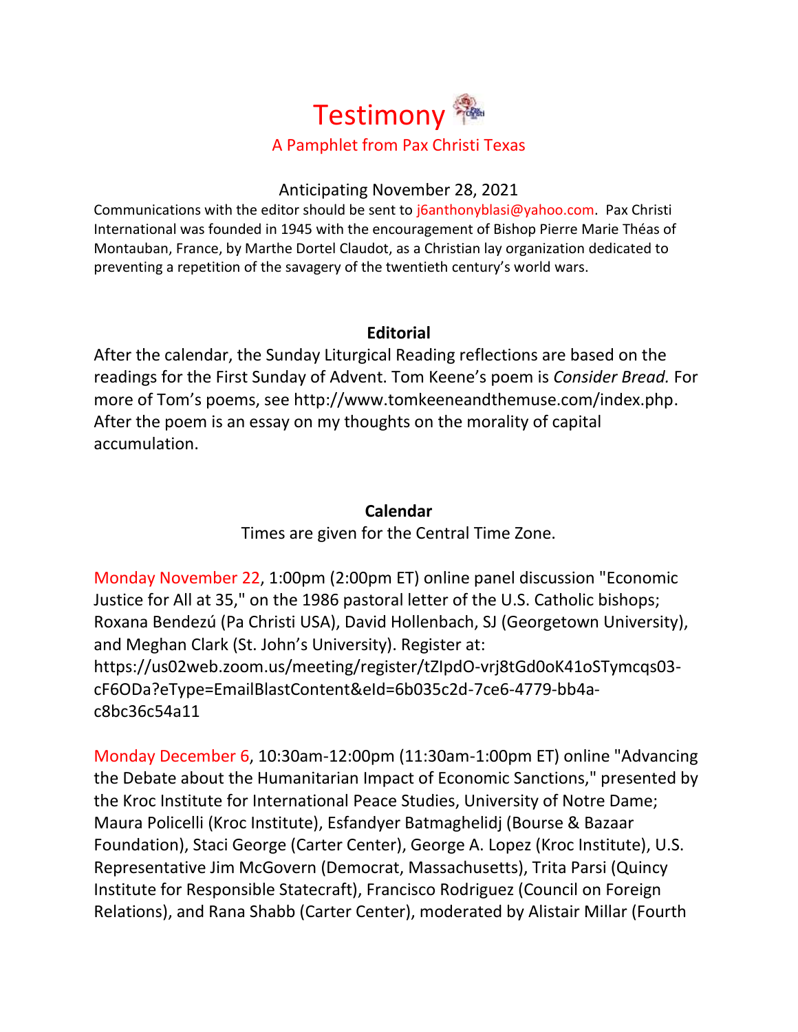# Testimony

## A Pamphlet from Pax Christi Texas

Anticipating November 28, 2021

Communications with the editor should be sent to j6anthonyblasi@yahoo.com. Pax Christi International was founded in 1945 with the encouragement of Bishop Pierre Marie Théas of Montauban, France, by Marthe Dortel Claudot, as a Christian lay organization dedicated to preventing a repetition of the savagery of the twentieth century's world wars.

### Editorial

After the calendar, the Sunday Liturgical Reading reflections are based on the readings for the First Sunday of Advent. Tom Keene's poem is *Consider Bread.* For more of Tom's poems, see http://www.tomkeeneandthemuse.com/index.php. After the poem is an essay on my thoughts on the morality of capital accumulation.

### Calendar

Times are given for the Central Time Zone.

Monday November 22, 1:00pm (2:00pm ET) online panel discussion "Economic Justice for All at 35," on the 1986 pastoral letter of the U.S. Catholic bishops; Roxana Bendezú (Pa Christi USA), David Hollenbach, SJ (Georgetown University), and Meghan Clark (St. John's University). Register at: https://us02web.zoom.us/meeting/register/tZIpdO-vrj8tGd0oK41oSTymcqs03-cF6ODa?eType=EmailBlastContent&eId=6b035c2d-7ce6-4779-bb4a-c8bc36c54a11

Monday December 6, 10:30am-12:00pm (11:30am-1:00pm ET) online "Advancing the Debate about the Humanitarian Impact of Economic Sanctions," presented by the Kroc Institute for International Peace Studies, University of Notre Dame; Maura Policelli (Kroc Institute), Esfandyer Batmaghelidj (Bourse & Bazaar Foundation), Staci George (Carter Center), George A. Lopez (Kroc Institute), U.S. Representative Jim McGovern (Democrat, Massachusetts), Trita Parsi (Quincy Institute for Responsible Statecraft), Francisco Rodriguez (Council on Foreign Relations), and Rana Shabb (Carter Center), moderated by Alistair Millar (Fourth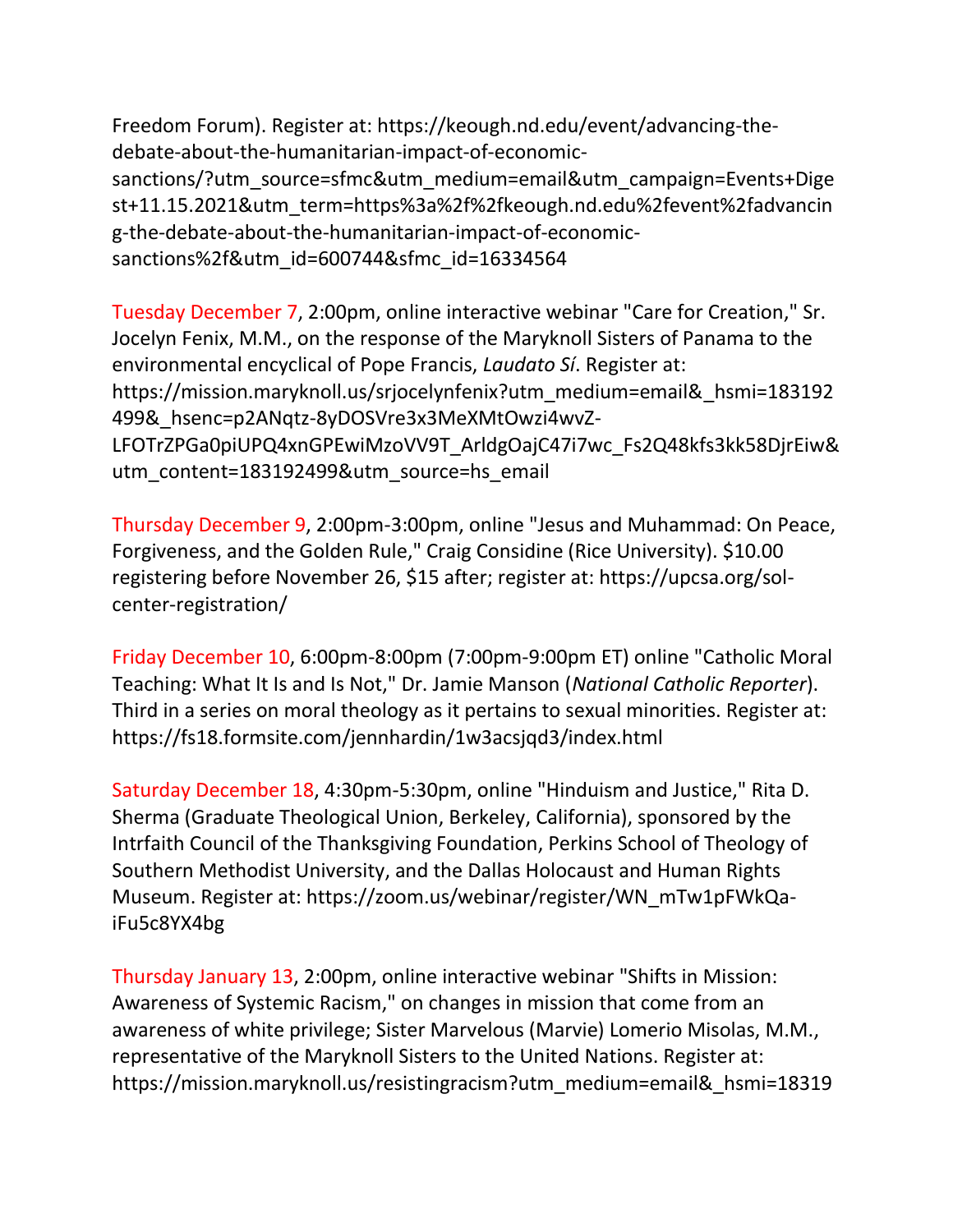Freedom Forum). Register at: https://keough.nd.edu/event/advancing-the-debate-about-the-humanitarian-impact-of-economic-sanctions/?utm_source=sfmc&utm_medium=email&utm_campaign=Events+Digest+11.15.2021&utm_term=https%3a%2f%2fkeough.nd.edu%2fevent%2fadvancing-the-debate-about-the-humanitarian-impact-of-economic-sanctions%2f&utm_id=600744&sfmc_id=16334564

Tuesday December 7, 2:00pm, online interactive webinar "Care for Creation," Sr. Jocelyn Fenix, M.M., on the response of the Maryknoll Sisters of Panama to the environmental encyclical of Pope Francis, *Laudato Sí*. Register at: https://mission.maryknoll.us/srjocelynfenix?utm_medium=email&_hsmi=183192499&_hsenc=p2ANqtz-8yDOSVre3x3MeXMtOwzi4wvZ-LFOTrZPGa0piUPQ4xnGPEwiMzoVV9T_ArldgOajC47i7wc_Fs2Q48kfs3kk58DjrEiw&utm_content=183192499&utm_source=hs_email

Thursday December 9, 2:00pm-3:00pm, online "Jesus and Muhammad: On Peace, Forgiveness, and the Golden Rule," Craig Considine (Rice University). $10.00 registering before November 26, $15 after; register at: https://upcsa.org/sol-center-registration/

Friday December 10, 6:00pm-8:00pm (7:00pm-9:00pm ET) online "Catholic Moral Teaching: What It Is and Is Not," Dr. Jamie Manson (*National Catholic Reporter*). Third in a series on moral theology as it pertains to sexual minorities. Register at: https://fs18.formsite.com/jennhardin/1w3acsjqd3/index.html

Saturday December 18, 4:30pm-5:30pm, online "Hinduism and Justice," Rita D. Sherma (Graduate Theological Union, Berkeley, California), sponsored by the Intrfaith Council of the Thanksgiving Foundation, Perkins School of Theology of Southern Methodist University, and the Dallas Holocaust and Human Rights Museum. Register at: https://zoom.us/webinar/register/WN_mTw1pFWkQa-iFu5c8YX4bg

Thursday January 13, 2:00pm, online interactive webinar "Shifts in Mission: Awareness of Systemic Racism," on changes in mission that come from an awareness of white privilege; Sister Marvelous (Marvie) Lomerio Misolas, M.M., representative of the Maryknoll Sisters to the United Nations. Register at: https://mission.maryknoll.us/resistingracism?utm_medium=email&_hsmi=18319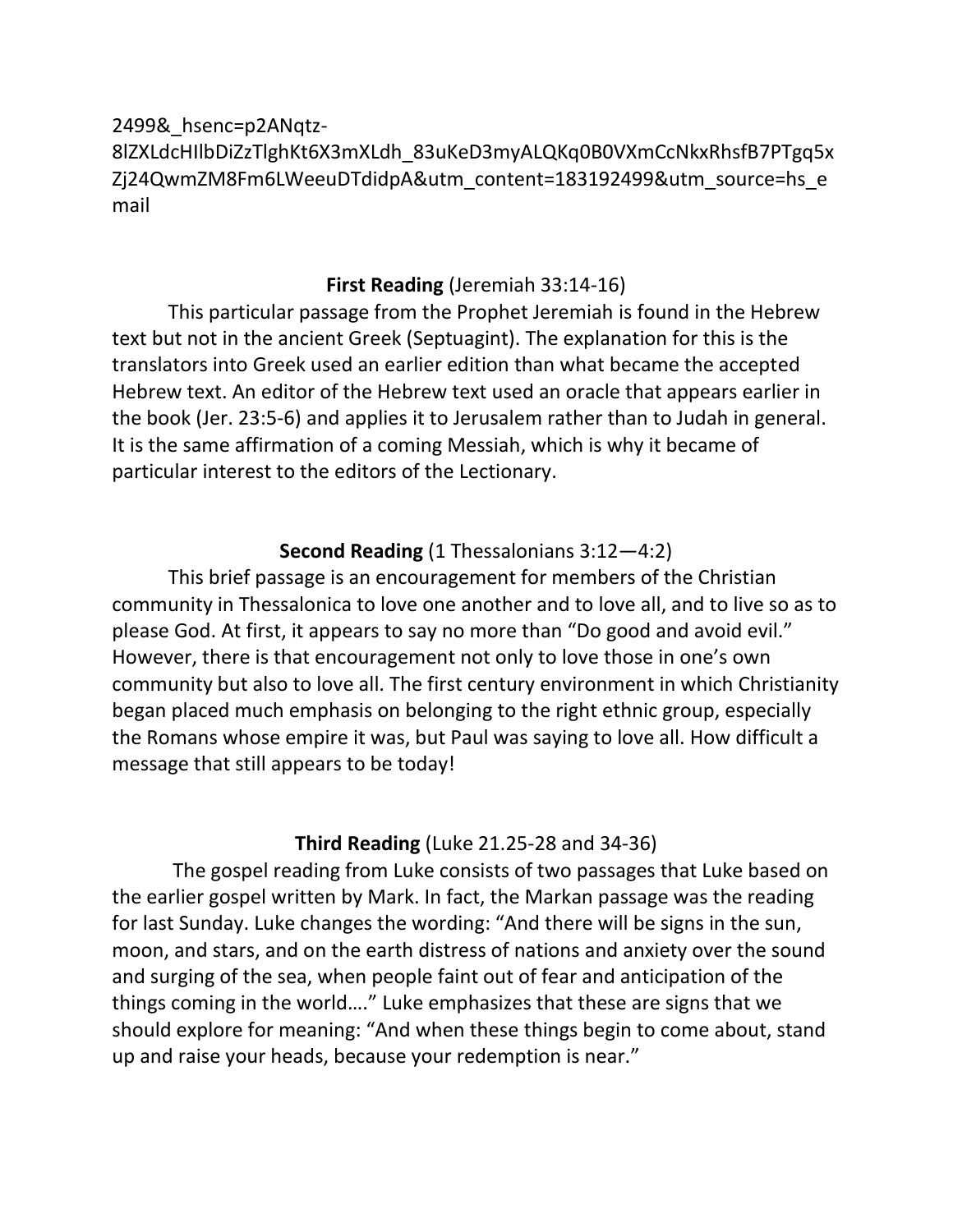2499&_hsenc=p2ANqtz-8lZXLdcHIlbDiZzTlghKt6X3mXLdh_83uKeD3myALQKq0B0VXmCcNkxRhsfB7PTgq5xZj24QwmZM8Fm6LWeeuDTdidpA&utm_content=183192499&utm_source=hs_email

**First Reading** (Jeremiah 33:14-16)

This particular passage from the Prophet Jeremiah is found in the Hebrew text but not in the ancient Greek (Septuagint). The explanation for this is the translators into Greek used an earlier edition than what became the accepted Hebrew text. An editor of the Hebrew text used an oracle that appears earlier in the book (Jer. 23:5-6) and applies it to Jerusalem rather than to Judah in general. It is the same affirmation of a coming Messiah, which is why it became of particular interest to the editors of the Lectionary.

**Second Reading** (1 Thessalonians 3:12—4:2)

This brief passage is an encouragement for members of the Christian community in Thessalonica to love one another and to love all, and to live so as to please God. At first, it appears to say no more than "Do good and avoid evil." However, there is that encouragement not only to love those in one's own community but also to love all. The first century environment in which Christianity began placed much emphasis on belonging to the right ethnic group, especially the Romans whose empire it was, but Paul was saying to love all. How difficult a message that still appears to be today!

**Third Reading** (Luke 21.25-28 and 34-36)

The gospel reading from Luke consists of two passages that Luke based on the earlier gospel written by Mark. In fact, the Markan passage was the reading for last Sunday. Luke changes the wording: "And there will be signs in the sun, moon, and stars, and on the earth distress of nations and anxiety over the sound and surging of the sea, when people faint out of fear and anticipation of the things coming in the world…." Luke emphasizes that these are signs that we should explore for meaning: "And when these things begin to come about, stand up and raise your heads, because your redemption is near."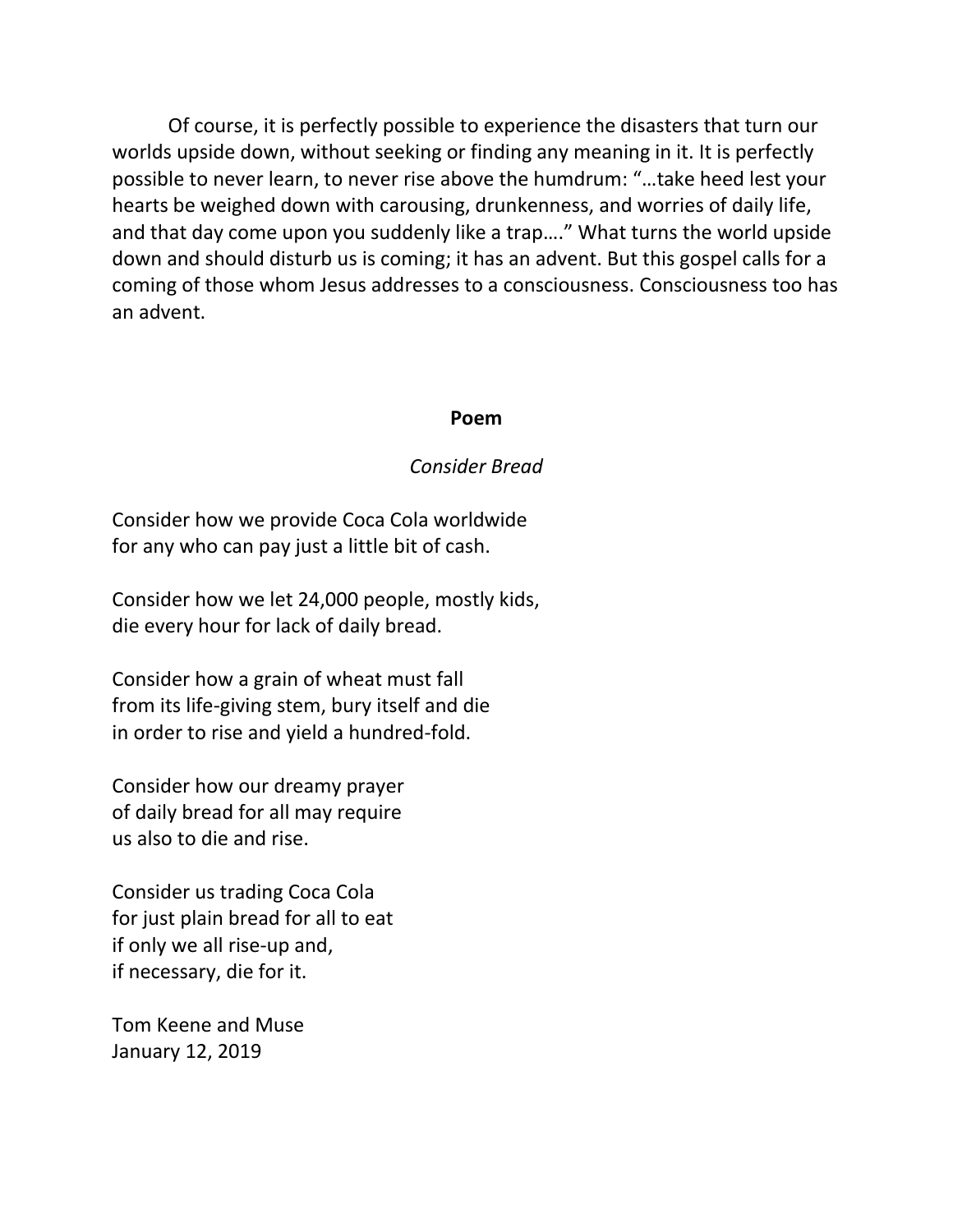Of course, it is perfectly possible to experience the disasters that turn our worlds upside down, without seeking or finding any meaning in it. It is perfectly possible to never learn, to never rise above the humdrum: "…take heed lest your hearts be weighed down with carousing, drunkenness, and worries of daily life, and that day come upon you suddenly like a trap…." What turns the world upside down and should disturb us is coming; it has an advent. But this gospel calls for a coming of those whom Jesus addresses to a consciousness. Consciousness too has an advent.

**Poem**

*Consider Bread*

Consider how we provide Coca Cola worldwide
for any who can pay just a little bit of cash.

Consider how we let 24,000 people, mostly kids,
die every hour for lack of daily bread.

Consider how a grain of wheat must fall
from its life-giving stem, bury itself and die
in order to rise and yield a hundred-fold.

Consider how our dreamy prayer
of daily bread for all may require
us also to die and rise.

Consider us trading Coca Cola
for just plain bread for all to eat
if only we all rise-up and,
if necessary, die for it.

Tom Keene and Muse
January 12, 2019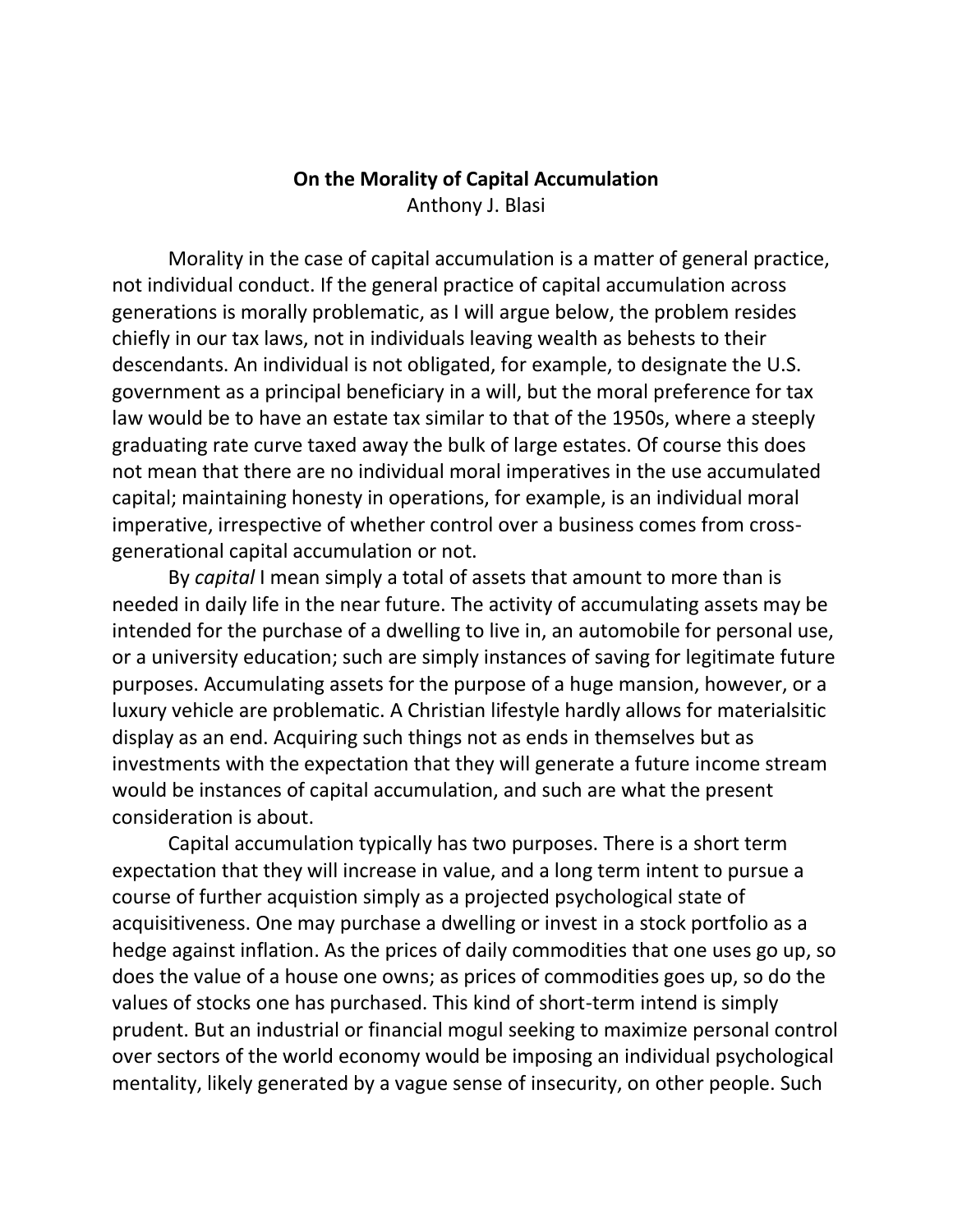**On the Morality of Capital Accumulation**
Anthony J. Blasi

Morality in the case of capital accumulation is a matter of general practice, not individual conduct. If the general practice of capital accumulation across generations is morally problematic, as I will argue below, the problem resides chiefly in our tax laws, not in individuals leaving wealth as behests to their descendants. An individual is not obligated, for example, to designate the U.S. government as a principal beneficiary in a will, but the moral preference for tax law would be to have an estate tax similar to that of the 1950s, where a steeply graduating rate curve taxed away the bulk of large estates. Of course this does not mean that there are no individual moral imperatives in the use accumulated capital; maintaining honesty in operations, for example, is an individual moral imperative, irrespective of whether control over a business comes from cross-generational capital accumulation or not.

By *capital* I mean simply a total of assets that amount to more than is needed in daily life in the near future. The activity of accumulating assets may be intended for the purchase of a dwelling to live in, an automobile for personal use, or a university education; such are simply instances of saving for legitimate future purposes. Accumulating assets for the purpose of a huge mansion, however, or a luxury vehicle are problematic. A Christian lifestyle hardly allows for materialsitic display as an end. Acquiring such things not as ends in themselves but as investments with the expectation that they will generate a future income stream would be instances of capital accumulation, and such are what the present consideration is about.

Capital accumulation typically has two purposes. There is a short term expectation that they will increase in value, and a long term intent to pursue a course of further acquistion simply as a projected psychological state of acquisitiveness. One may purchase a dwelling or invest in a stock portfolio as a hedge against inflation. As the prices of daily commodities that one uses go up, so does the value of a house one owns; as prices of commodities goes up, so do the values of stocks one has purchased. This kind of short-term intend is simply prudent. But an industrial or financial mogul seeking to maximize personal control over sectors of the world economy would be imposing an individual psychological mentality, likely generated by a vague sense of insecurity, on other people. Such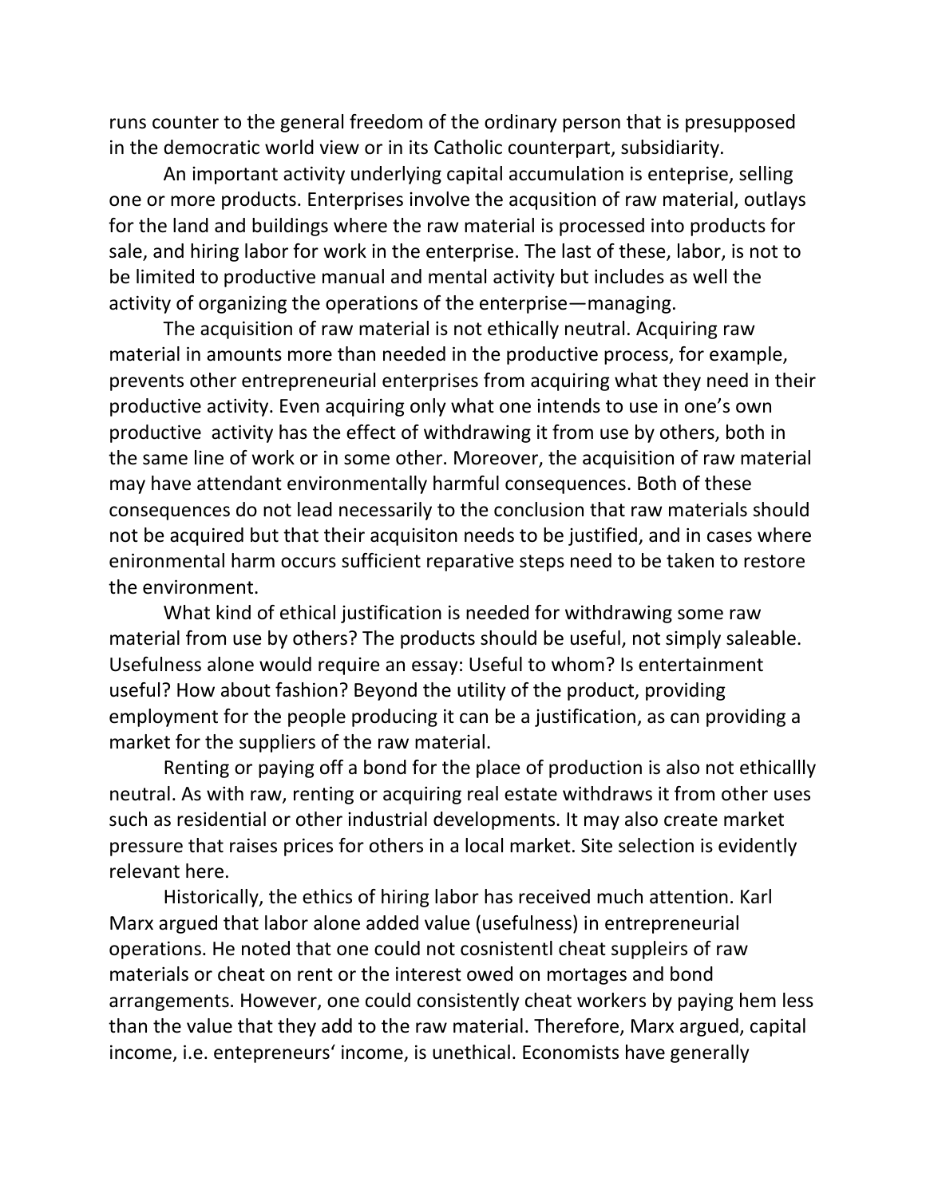runs counter to the general freedom of the ordinary person that is presupposed in the democratic world view or in its Catholic counterpart, subsidiarity.

An important activity underlying capital accumulation is enteprise, selling one or more products. Enterprises involve the acqusition of raw material, outlays for the land and buildings where the raw material is processed into products for sale, and hiring labor for work in the enterprise. The last of these, labor, is not to be limited to productive manual and mental activity but includes as well the activity of organizing the operations of the enterprise—managing.

The acquisition of raw material is not ethically neutral. Acquiring raw material in amounts more than needed in the productive process, for example, prevents other entrepreneurial enterprises from acquiring what they need in their productive activity. Even acquiring only what one intends to use in one's own productive  activity has the effect of withdrawing it from use by others, both in the same line of work or in some other. Moreover, the acquisition of raw material may have attendant environmentally harmful consequences. Both of these consequences do not lead necessarily to the conclusion that raw materials should not be acquired but that their acquisiton needs to be justified, and in cases where enironmental harm occurs sufficient reparative steps need to be taken to restore the environment.

What kind of ethical justification is needed for withdrawing some raw material from use by others? The products should be useful, not simply saleable. Usefulness alone would require an essay: Useful to whom? Is entertainment useful? How about fashion? Beyond the utility of the product, providing employment for the people producing it can be a justification, as can providing a market for the suppliers of the raw material.

Renting or paying off a bond for the place of production is also not ethicallly neutral. As with raw, renting or acquiring real estate withdraws it from other uses such as residential or other industrial developments. It may also create market pressure that raises prices for others in a local market. Site selection is evidently relevant here.

Historically, the ethics of hiring labor has received much attention. Karl Marx argued that labor alone added value (usefulness) in entrepreneurial operations. He noted that one could not cosnistentl cheat suppleirs of raw materials or cheat on rent or the interest owed on mortages and bond arrangements. However, one could consistently cheat workers by paying hem less than the value that they add to the raw material. Therefore, Marx argued, capital income, i.e. entepreneurs' income, is unethical. Economists have generally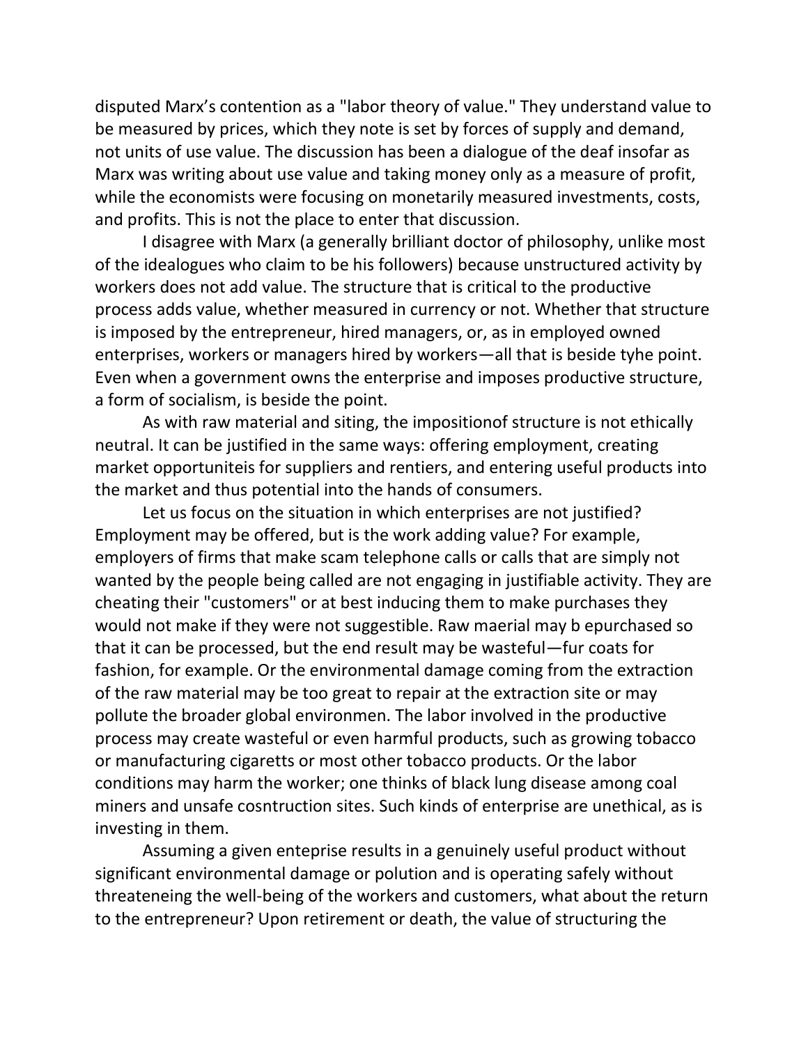disputed Marx's contention as a "labor theory of value." They understand value to be measured by prices, which they note is set by forces of supply and demand, not units of use value. The discussion has been a dialogue of the deaf insofar as Marx was writing about use value and taking money only as a measure of profit, while the economists were focusing on monetarily measured investments, costs, and profits. This is not the place to enter that discussion.

I disagree with Marx (a generally brilliant doctor of philosophy, unlike most of the idealogues who claim to be his followers) because unstructured activity by workers does not add value. The structure that is critical to the productive process adds value, whether measured in currency or not. Whether that structure is imposed by the entrepreneur, hired managers, or, as in employed owned enterprises, workers or managers hired by workers—all that is beside tyhe point. Even when a government owns the enterprise and imposes productive structure, a form of socialism, is beside the point.

As with raw material and siting, the impositionof structure is not ethically neutral. It can be justified in the same ways: offering employment, creating market opportuniteis for suppliers and rentiers, and entering useful products into the market and thus potential into the hands of consumers.

Let us focus on the situation in which enterprises are not justified? Employment may be offered, but is the work adding value? For example, employers of firms that make scam telephone calls or calls that are simply not wanted by the people being called are not engaging in justifiable activity. They are cheating their "customers" or at best inducing them to make purchases they would not make if they were not suggestible. Raw maerial may b epurchased so that it can be processed, but the end result may be wasteful—fur coats for fashion, for example. Or the environmental damage coming from the extraction of the raw material may be too great to repair at the extraction site or may pollute the broader global environmen. The labor involved in the productive process may create wasteful or even harmful products, such as growing tobacco or manufacturing cigaretts or most other tobacco products. Or the labor conditions may harm the worker; one thinks of black lung disease among coal miners and unsafe cosntruction sites. Such kinds of enterprise are unethical, as is investing in them.

Assuming a given enteprise results in a genuinely useful product without significant environmental damage or polution and is operating safely without threateneing the well-being of the workers and customers, what about the return to the entrepreneur? Upon retirement or death, the value of structuring the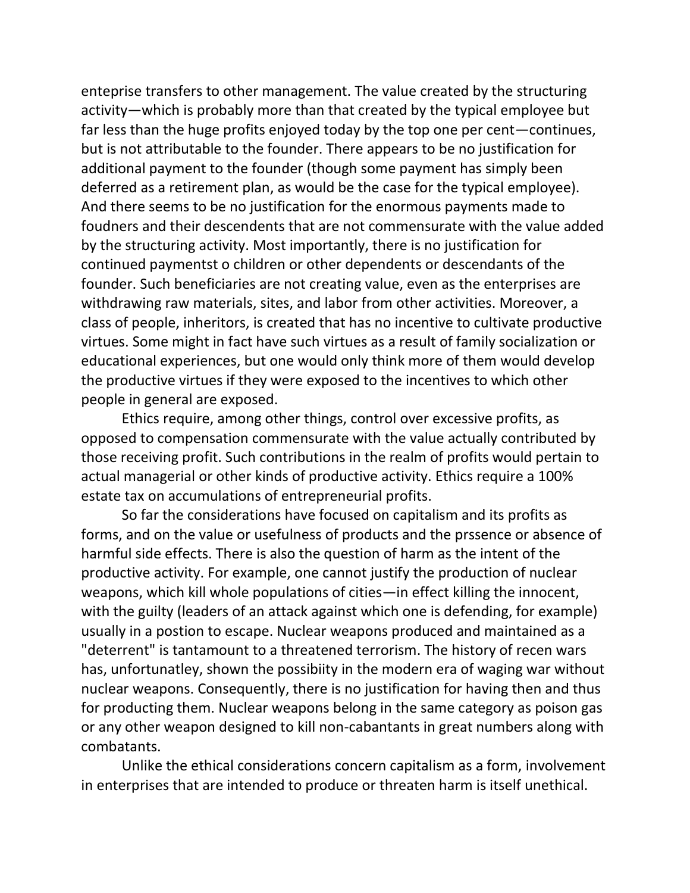enteprise transfers to other management. The value created by the structuring activity—which is probably more than that created by the typical employee but far less than the huge profits enjoyed today by the top one per cent—continues, but is not attributable to the founder. There appears to be no justification for additional payment to the founder (though some payment has simply been deferred as a retirement plan, as would be the case for the typical employee). And there seems to be no justification for the enormous payments made to foudners and their descendents that are not commensurate with the value added by the structuring activity. Most importantly, there is no justification for continued paymentst o children or other dependents or descendants of the founder. Such beneficiaries are not creating value, even as the enterprises are withdrawing raw materials, sites, and labor from other activities. Moreover, a class of people, inheritors, is created that has no incentive to cultivate productive virtues. Some might in fact have such virtues as a result of family socialization or educational experiences, but one would only think more of them would develop the productive virtues if they were exposed to the incentives to which other people in general are exposed.

Ethics require, among other things, control over excessive profits, as opposed to compensation commensurate with the value actually contributed by those receiving profit. Such contributions in the realm of profits would pertain to actual managerial or other kinds of productive activity. Ethics require a 100% estate tax on accumulations of entrepreneurial profits.

So far the considerations have focused on capitalism and its profits as forms, and on the value or usefulness of products and the prssence or absence of harmful side effects. There is also the question of harm as the intent of the productive activity. For example, one cannot justify the production of nuclear weapons, which kill whole populations of cities—in effect killing the innocent, with the guilty (leaders of an attack against which one is defending, for example) usually in a postion to escape. Nuclear weapons produced and maintained as a "deterrent" is tantamount to a threatened terrorism. The history of recen wars has, unfortunatley, shown the possibiity in the modern era of waging war without nuclear weapons. Consequently, there is no justification for having then and thus for producting them. Nuclear weapons belong in the same category as poison gas or any other weapon designed to kill non-cabantants in great numbers along with combatants.

Unlike the ethical considerations concern capitalism as a form, involvement in enterprises that are intended to produce or threaten harm is itself unethical.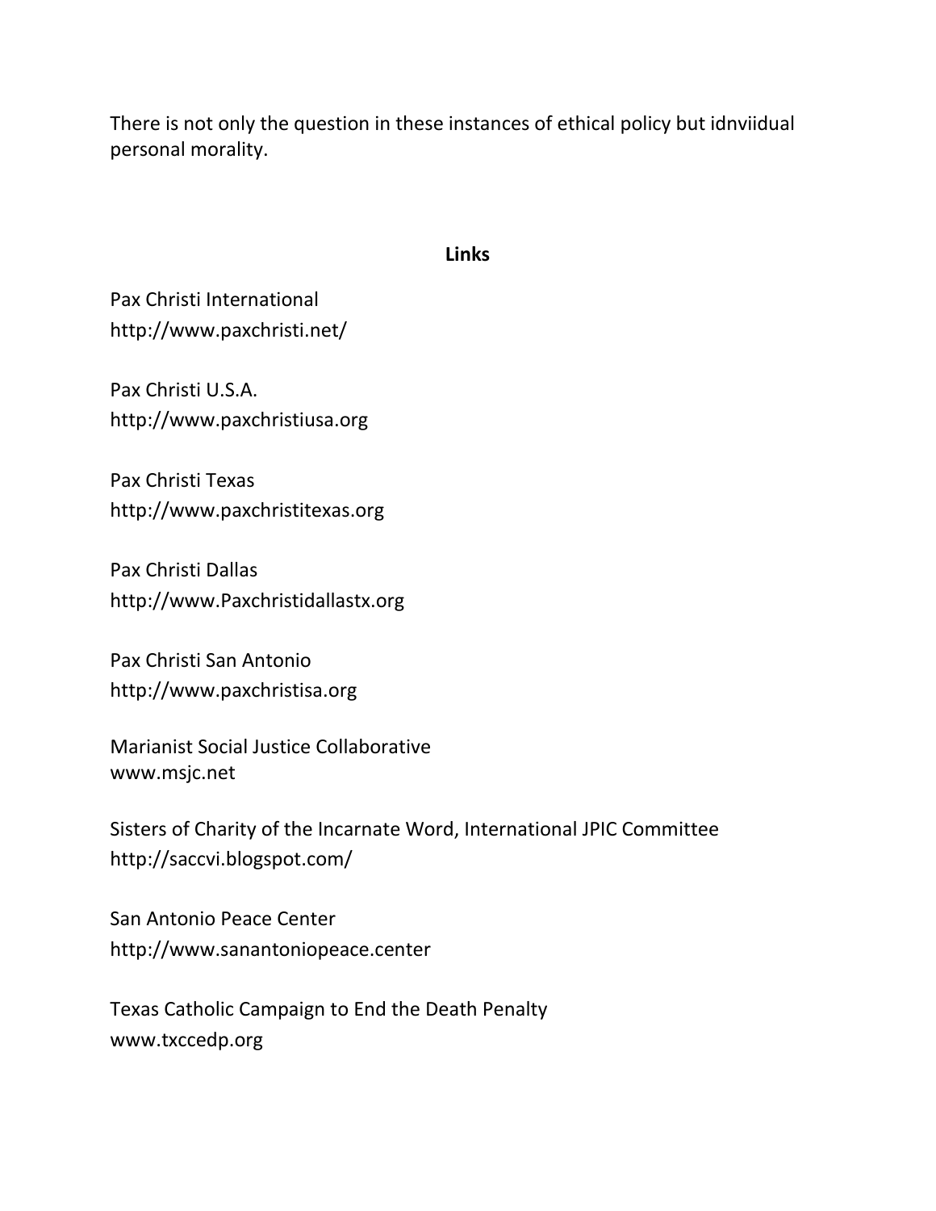There is not only the question in these instances of ethical policy but idnviidual personal morality.

## Links

Pax Christi International
http://www.paxchristi.net/

Pax Christi U.S.A.
http://www.paxchristiusa.org

Pax Christi Texas
http://www.paxchristitexas.org

Pax Christi Dallas
http://www.Paxchristidallastx.org

Pax Christi San Antonio
http://www.paxchristisa.org

Marianist Social Justice Collaborative
www.msjc.net

Sisters of Charity of the Incarnate Word, International JPIC Committee
http://saccvi.blogspot.com/

San Antonio Peace Center
http://www.sanantoniopeace.center

Texas Catholic Campaign to End the Death Penalty
www.txccedp.org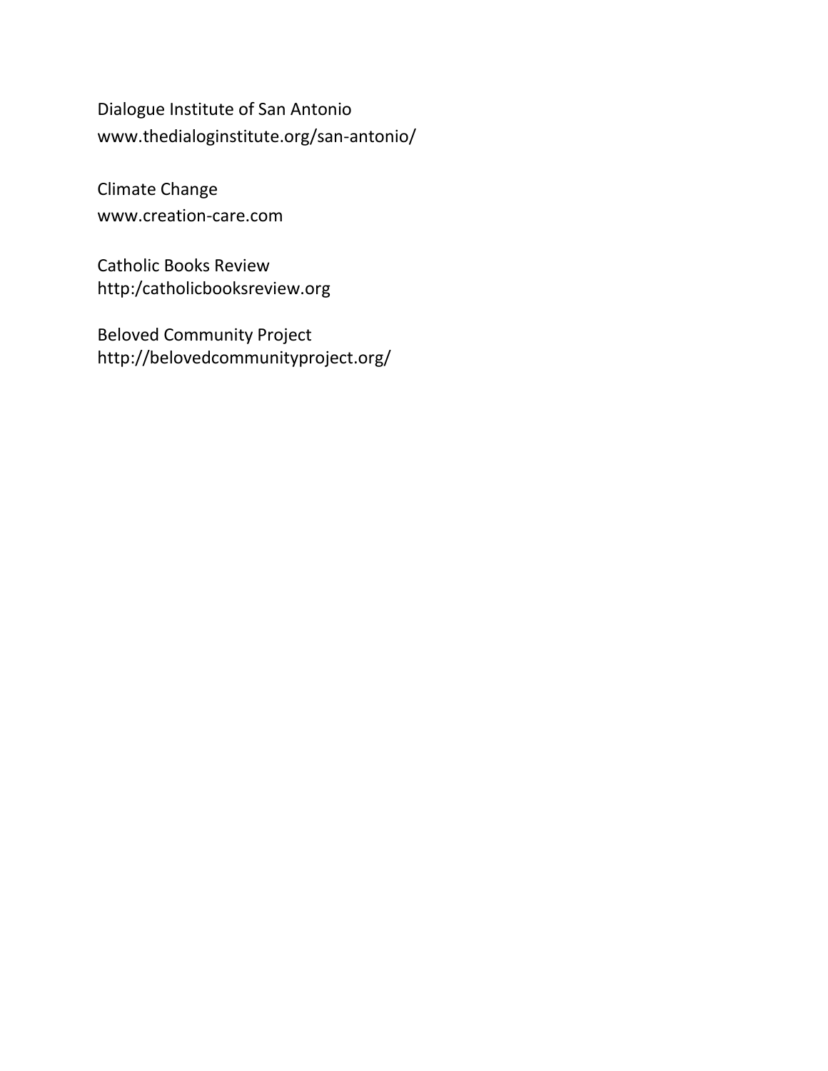Dialogue Institute of San Antonio
www.thedialoginstitute.org/san-antonio/

Climate Change
www.creation-care.com

Catholic Books Review
http:/catholicbooksreview.org

Beloved Community Project
http://belovedcommunityproject.org/